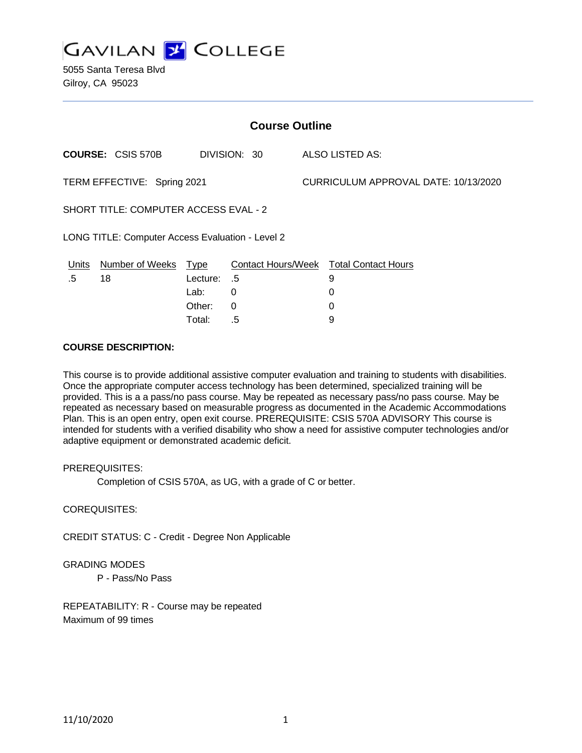# GAVILAN COLLEGE

5055 Santa Teresa Blvd
Gilroy, CA 95023

## Course Outline

**COURSE:** CSIS 570B     DIVISION: 30     ALSO LISTED AS:

TERM EFFECTIVE: Spring 2021     CURRICULUM APPROVAL DATE: 10/13/2020

SHORT TITLE: COMPUTER ACCESS EVAL - 2

LONG TITLE: Computer Access Evaluation - Level 2

| Units | Number of Weeks | Type | Contact Hours/Week | Total Contact Hours |
|---|---|---|---|---|
| .5 | 18 | Lecture: | .5 | 9 |
| | | Lab: | 0 | 0 |
| | | Other: | 0 | 0 |
| | | Total: | .5 | 9 |

**COURSE DESCRIPTION:**

This course is to provide additional assistive computer evaluation and training to students with disabilities. Once the appropriate computer access technology has been determined, specialized training will be provided. This is a a pass/no pass course. May be repeated as necessary pass/no pass course. May be repeated as necessary based on measurable progress as documented in the Academic Accommodations Plan. This is an open entry, open exit course. PREREQUISITE: CSIS 570A ADVISORY This course is intended for students with a verified disability who show a need for assistive computer technologies and/or adaptive equipment or demonstrated academic deficit.

PREREQUISITES:

Completion of CSIS 570A, as UG, with a grade of C or better.

COREQUISITES:

CREDIT STATUS: C - Credit - Degree Non Applicable

GRADING MODES

P - Pass/No Pass

REPEATABILITY: R - Course may be repeated
Maximum of 99 times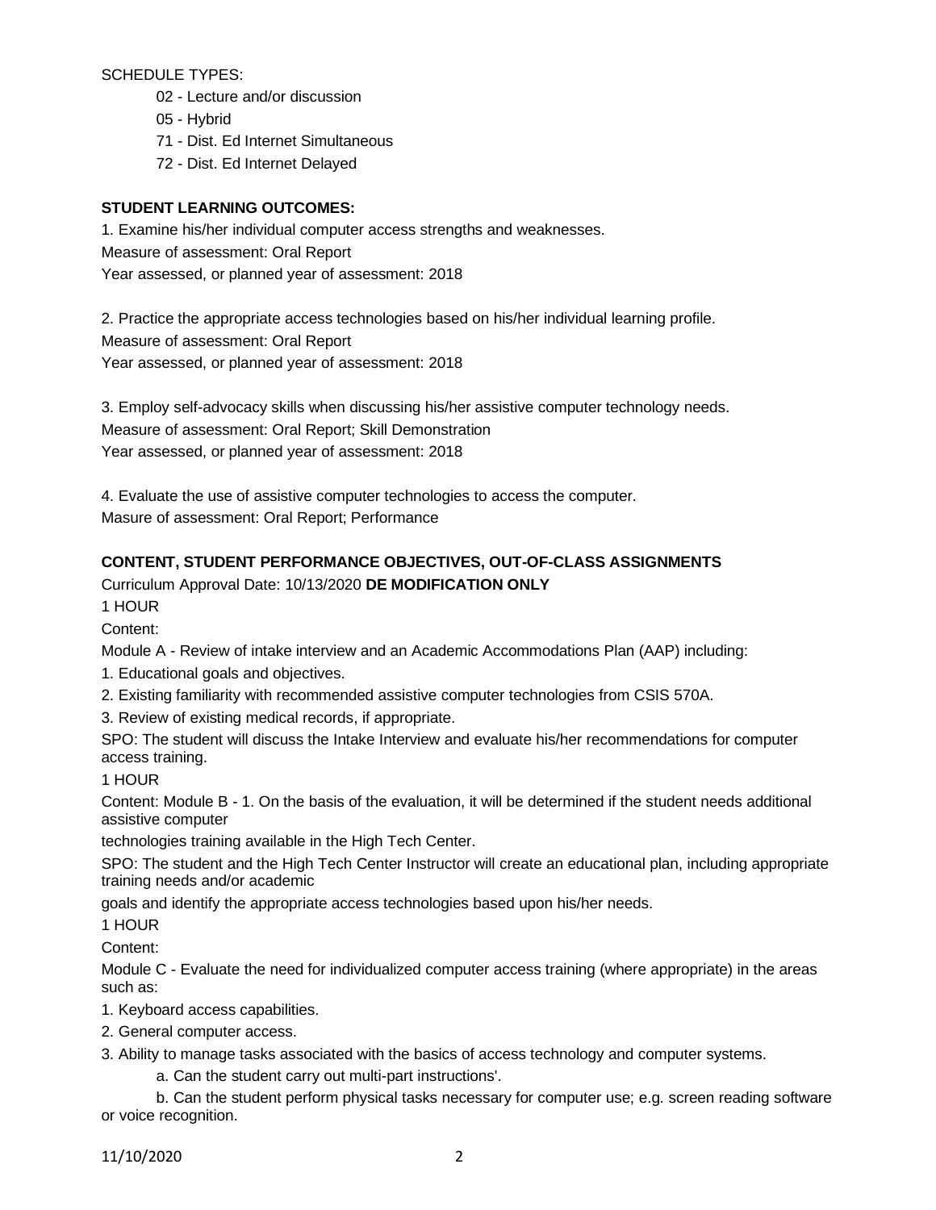SCHEDULE TYPES:

- 02 - Lecture and/or discussion
- 05 - Hybrid
- 71 - Dist. Ed Internet Simultaneous
- 72 - Dist. Ed Internet Delayed

**STUDENT LEARNING OUTCOMES:**

1. Examine his/her individual computer access strengths and weaknesses.
Measure of assessment: Oral Report
Year assessed, or planned year of assessment: 2018

2. Practice the appropriate access technologies based on his/her individual learning profile.
Measure of assessment: Oral Report
Year assessed, or planned year of assessment: 2018

3. Employ self-advocacy skills when discussing his/her assistive computer technology needs.
Measure of assessment: Oral Report; Skill Demonstration
Year assessed, or planned year of assessment: 2018

4. Evaluate the use of assistive computer technologies to access the computer.
Masure of assessment: Oral Report; Performance

**CONTENT, STUDENT PERFORMANCE OBJECTIVES, OUT-OF-CLASS ASSIGNMENTS**

Curriculum Approval Date: 10/13/2020 **DE MODIFICATION ONLY**

1 HOUR

Content:

Module A - Review of intake interview and an Academic Accommodations Plan (AAP) including:

1. Educational goals and objectives.
2. Existing familiarity with recommended assistive computer technologies from CSIS 570A.
3. Review of existing medical records, if appropriate.

SPO: The student will discuss the Intake Interview and evaluate his/her recommendations for computer access training.

1 HOUR

Content: Module B - 1. On the basis of the evaluation, it will be determined if the student needs additional assistive computer technologies training available in the High Tech Center.

SPO: The student and the High Tech Center Instructor will create an educational plan, including appropriate training needs and/or academic goals and identify the appropriate access technologies based upon his/her needs.

1 HOUR

Content:

Module C - Evaluate the need for individualized computer access training (where appropriate) in the areas such as:

1. Keyboard access capabilities.
2. General computer access.
3. Ability to manage tasks associated with the basics of access technology and computer systems.
    a. Can the student carry out multi-part instructions'.
    b. Can the student perform physical tasks necessary for computer use; e.g. screen reading software or voice recognition.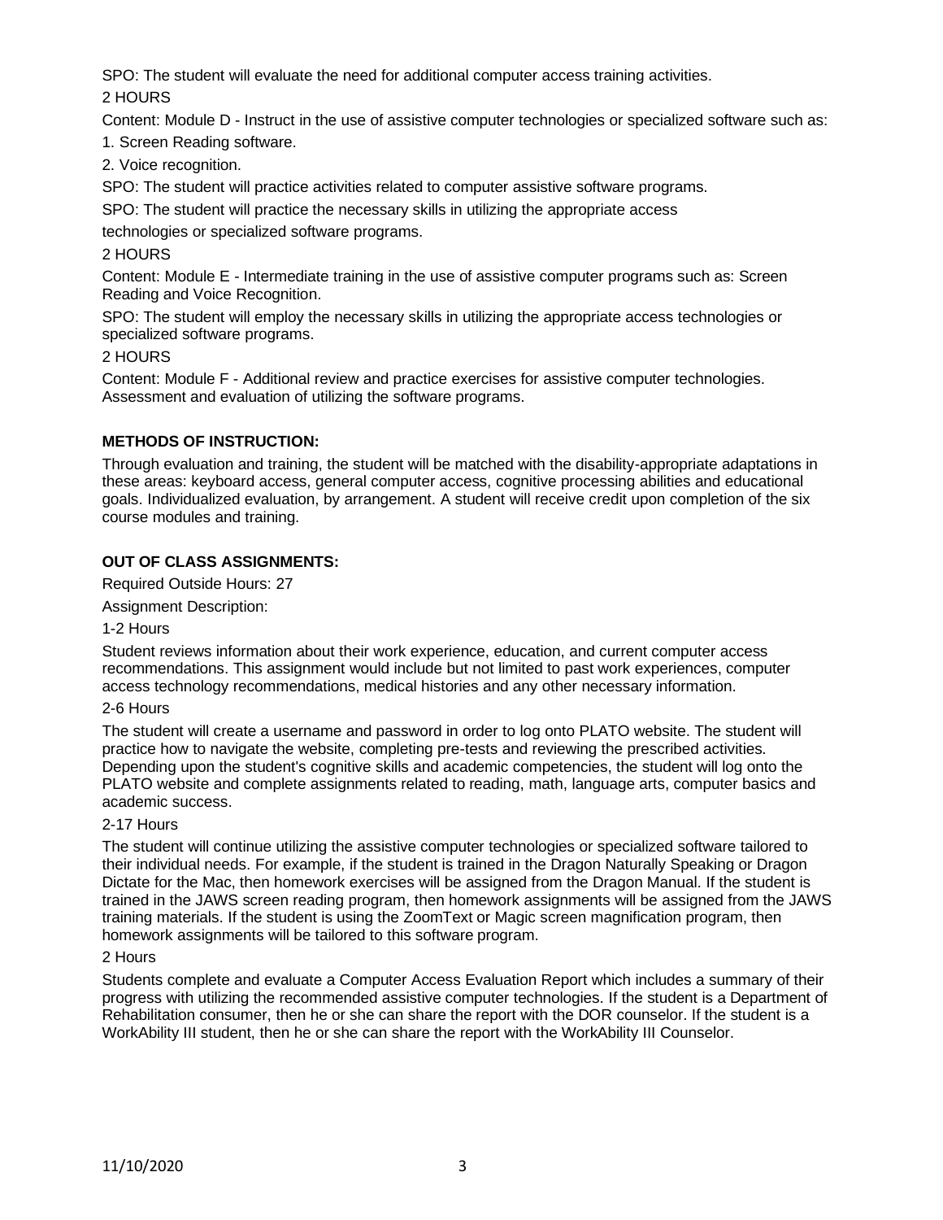SPO: The student will evaluate the need for additional computer access training activities.

2 HOURS

Content: Module D - Instruct in the use of assistive computer technologies or specialized software such as:

1. Screen Reading software.
2. Voice recognition.

SPO: The student will practice activities related to computer assistive software programs.

SPO: The student will practice the necessary skills in utilizing the appropriate access technologies or specialized software programs.

2 HOURS

Content: Module E - Intermediate training in the use of assistive computer programs such as: Screen Reading and Voice Recognition.

SPO: The student will employ the necessary skills in utilizing the appropriate access technologies or specialized software programs.

2 HOURS

Content: Module F - Additional review and practice exercises for assistive computer technologies. Assessment and evaluation of utilizing the software programs.

**METHODS OF INSTRUCTION:**

Through evaluation and training, the student will be matched with the disability-appropriate adaptations in these areas: keyboard access, general computer access, cognitive processing abilities and educational goals. Individualized evaluation, by arrangement. A student will receive credit upon completion of the six course modules and training.

**OUT OF CLASS ASSIGNMENTS:**

Required Outside Hours: 27

Assignment Description:

1-2 Hours

Student reviews information about their work experience, education, and current computer access recommendations. This assignment would include but not limited to past work experiences, computer access technology recommendations, medical histories and any other necessary information.

2-6 Hours

The student will create a username and password in order to log onto PLATO website. The student will practice how to navigate the website, completing pre-tests and reviewing the prescribed activities. Depending upon the student's cognitive skills and academic competencies, the student will log onto the PLATO website and complete assignments related to reading, math, language arts, computer basics and academic success.

2-17 Hours

The student will continue utilizing the assistive computer technologies or specialized software tailored to their individual needs. For example, if the student is trained in the Dragon Naturally Speaking or Dragon Dictate for the Mac, then homework exercises will be assigned from the Dragon Manual. If the student is trained in the JAWS screen reading program, then homework assignments will be assigned from the JAWS training materials. If the student is using the ZoomText or Magic screen magnification program, then homework assignments will be tailored to this software program.

2 Hours

Students complete and evaluate a Computer Access Evaluation Report which includes a summary of their progress with utilizing the recommended assistive computer technologies. If the student is a Department of Rehabilitation consumer, then he or she can share the report with the DOR counselor. If the student is a WorkAbility III student, then he or she can share the report with the WorkAbility III Counselor.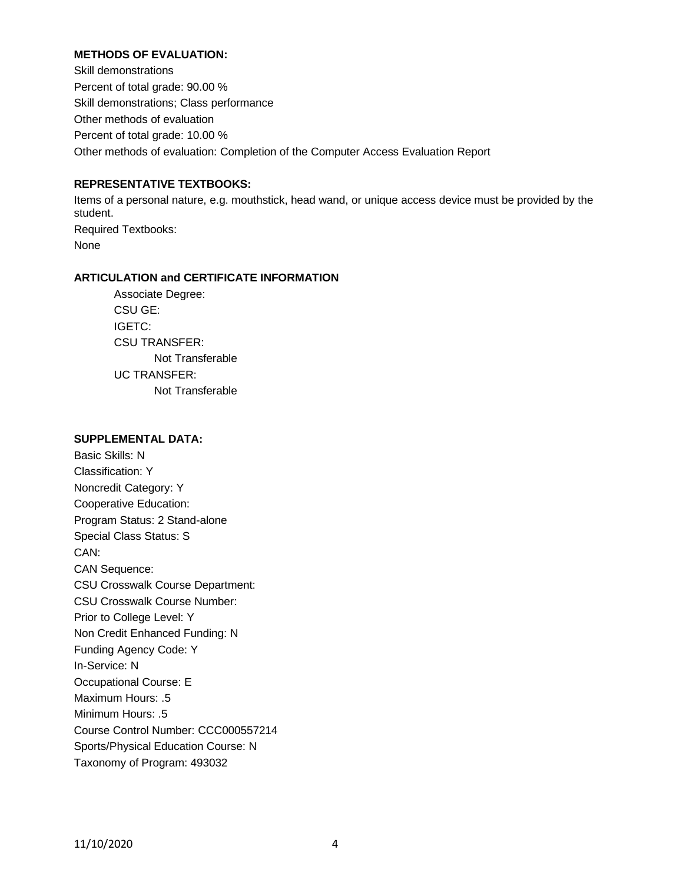**METHODS OF EVALUATION:**

Skill demonstrations

Percent of total grade: 90.00 %

Skill demonstrations; Class performance

Other methods of evaluation

Percent of total grade: 10.00 %

Other methods of evaluation: Completion of the Computer Access Evaluation Report

**REPRESENTATIVE TEXTBOOKS:**

Items of a personal nature, e.g. mouthstick, head wand, or unique access device must be provided by the student.

Required Textbooks:

None

**ARTICULATION and CERTIFICATE INFORMATION**

Associate Degree:

CSU GE:

IGETC:

CSU TRANSFER:

Not Transferable

UC TRANSFER:

Not Transferable

**SUPPLEMENTAL DATA:**

Basic Skills: N

Classification: Y

Noncredit Category: Y

Cooperative Education:

Program Status: 2 Stand-alone

Special Class Status: S

CAN:

CAN Sequence:

CSU Crosswalk Course Department:

CSU Crosswalk Course Number:

Prior to College Level: Y

Non Credit Enhanced Funding: N

Funding Agency Code: Y

In-Service: N

Occupational Course: E

Maximum Hours: .5

Minimum Hours: .5

Course Control Number: CCC000557214

Sports/Physical Education Course: N

Taxonomy of Program: 493032